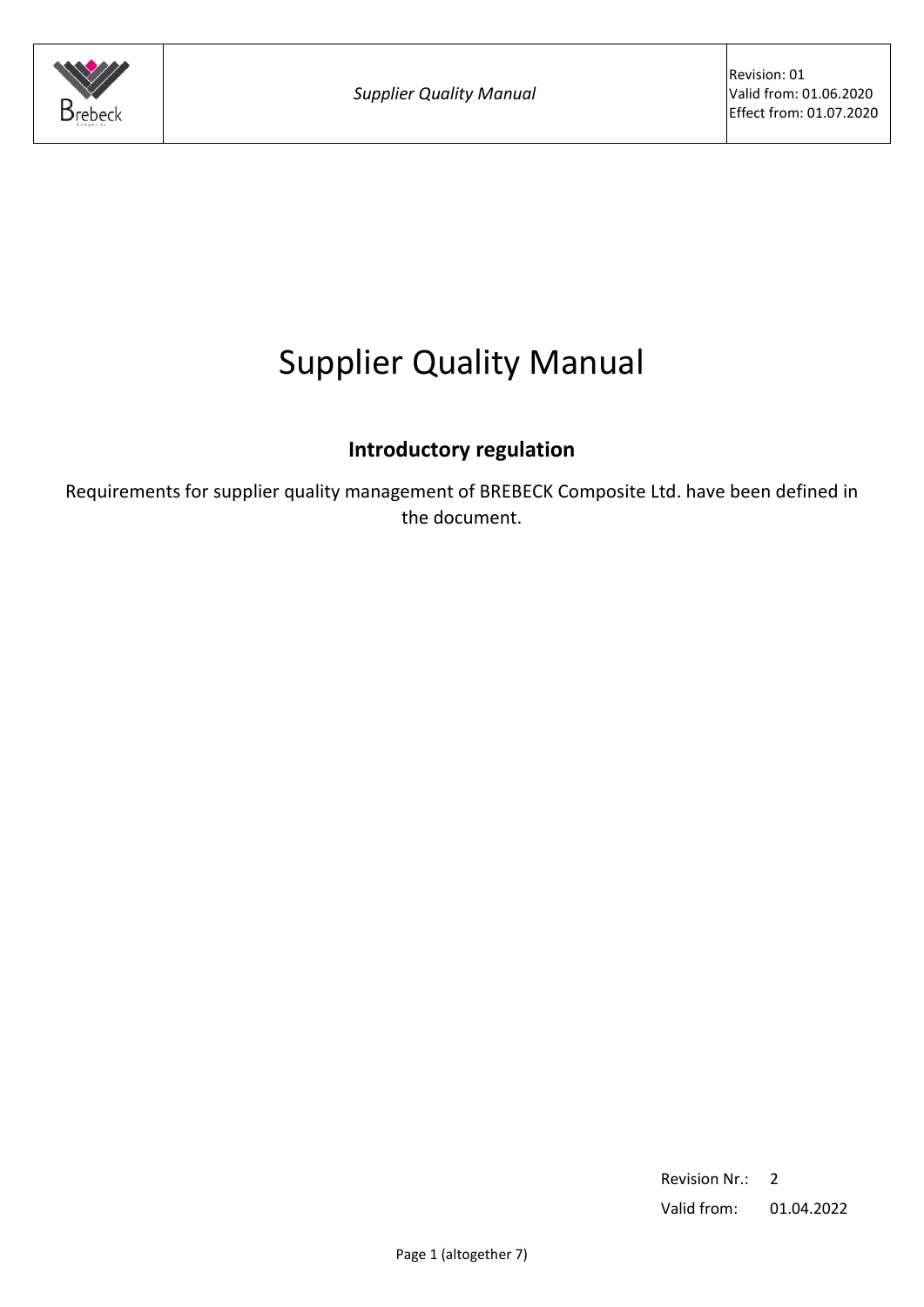# Supplier Quality Manual

## Introductory regulation

Requirements for supplier quality management of BREBECK Composite Ltd. have been defined in the document.

Revision Nr.: 2

Valid from: 01.04.2022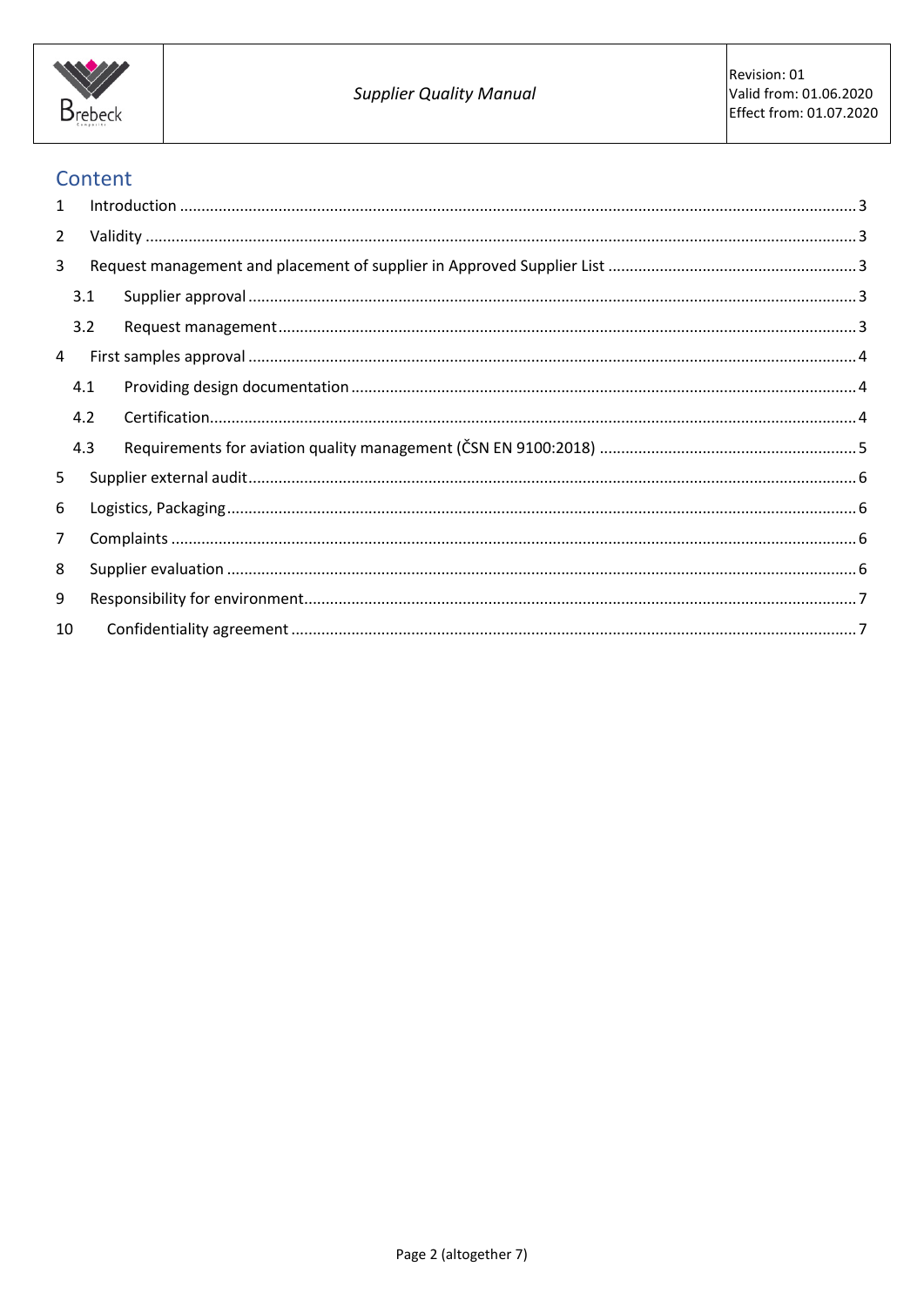# Content

1 Introduction ..... 3

2 Validity ..... 3

3 Request management and placement of supplier in Approved Supplier List ..... 3

- 3.1 Supplier approval ..... 3
- 3.2 Request management ..... 3

4 First samples approval ..... 4

- 4.1 Providing design documentation ..... 4
- 4.2 Certification ..... 4
- 4.3 Requirements for aviation quality management (ČSN EN 9100:2018) ..... 5

5 Supplier external audit ..... 6

6 Logistics, Packaging ..... 6

7 Complaints ..... 6

8 Supplier evaluation ..... 6

9 Responsibility for environment ..... 7

10 Confidentiality agreement ..... 7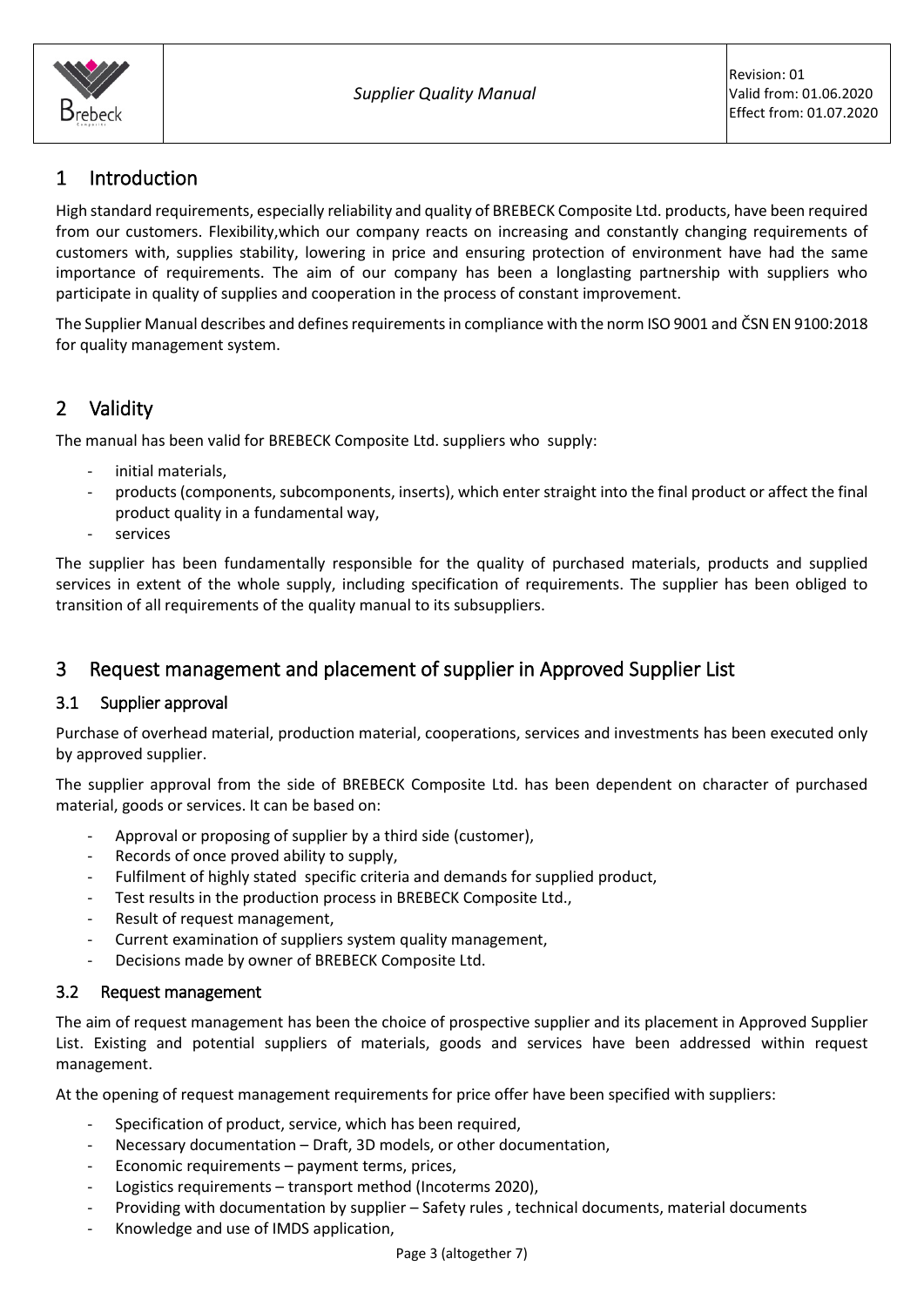# 1 Introduction

High standard requirements, especially reliability and quality of BREBECK Composite Ltd. products, have been required from our customers. Flexibility,which our company reacts on increasing and constantly changing requirements of customers with, supplies stability, lowering in price and ensuring protection of environment have had the same importance of requirements. The aim of our company has been a longlasting partnership with suppliers who participate in quality of supplies and cooperation in the process of constant improvement.

The Supplier Manual describes and defines requirements in compliance with the norm ISO 9001 and ČSN EN 9100:2018 for quality management system.

# 2 Validity

The manual has been valid for BREBECK Composite Ltd. suppliers who supply:

- initial materials,
- products (components, subcomponents, inserts), which enter straight into the final product or affect the final product quality in a fundamental way,
- services

The supplier has been fundamentally responsible for the quality of purchased materials, products and supplied services in extent of the whole supply, including specification of requirements. The supplier has been obliged to transition of all requirements of the quality manual to its subsuppliers.

# 3 Request management and placement of supplier in Approved Supplier List

## 3.1 Supplier approval

Purchase of overhead material, production material, cooperations, services and investments has been executed only by approved supplier.

The supplier approval from the side of BREBECK Composite Ltd. has been dependent on character of purchased material, goods or services. It can be based on:

- Approval or proposing of supplier by a third side (customer),
- Records of once proved ability to supply,
- Fulfilment of highly stated specific criteria and demands for supplied product,
- Test results in the production process in BREBECK Composite Ltd.,
- Result of request management,
- Current examination of suppliers system quality management,
- Decisions made by owner of BREBECK Composite Ltd.

## 3.2 Request management

The aim of request management has been the choice of prospective supplier and its placement in Approved Supplier List. Existing and potential suppliers of materials, goods and services have been addressed within request management.

At the opening of request management requirements for price offer have been specified with suppliers:

- Specification of product, service, which has been required,
- Necessary documentation – Draft, 3D models, or other documentation,
- Economic requirements – payment terms, prices,
- Logistics requirements – transport method (Incoterms 2020),
- Providing with documentation by supplier – Safety rules , technical documents, material documents
- Knowledge and use of IMDS application,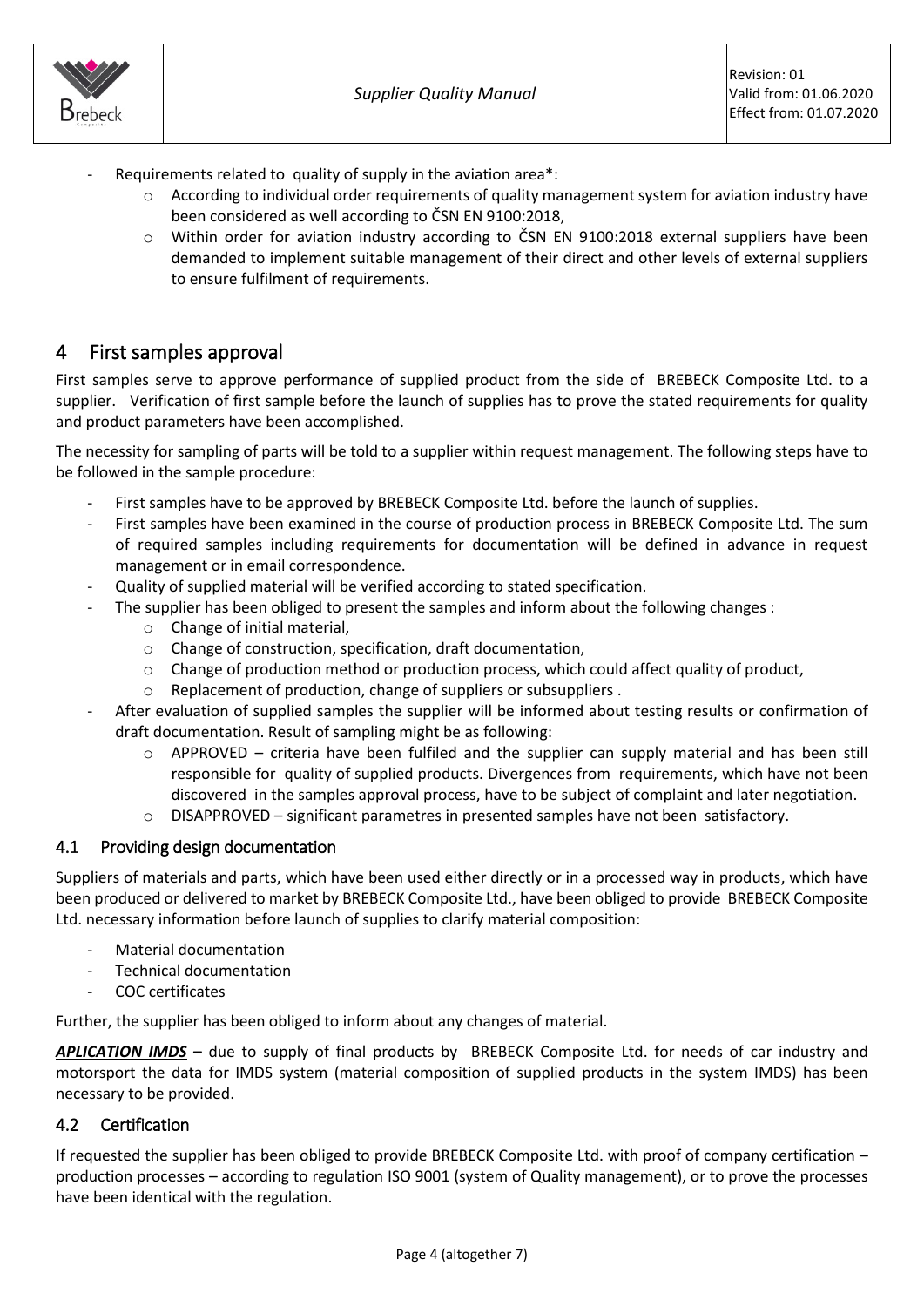- Requirements related to quality of supply in the aviation area*:
  - According to individual order requirements of quality management system for aviation industry have been considered as well according to ČSN EN 9100:2018,
  - Within order for aviation industry according to ČSN EN 9100:2018 external suppliers have been demanded to implement suitable management of their direct and other levels of external suppliers to ensure fulfilment of requirements.

# 4 First samples approval

First samples serve to approve performance of supplied product from the side of BREBECK Composite Ltd. to a supplier. Verification of first sample before the launch of supplies has to prove the stated requirements for quality and product parameters have been accomplished.

The necessity for sampling of parts will be told to a supplier within request management. The following steps have to be followed in the sample procedure:

- First samples have to be approved by BREBECK Composite Ltd. before the launch of supplies.
- First samples have been examined in the course of production process in BREBECK Composite Ltd. The sum of required samples including requirements for documentation will be defined in advance in request management or in email correspondence.
- Quality of supplied material will be verified according to stated specification.
- The supplier has been obliged to present the samples and inform about the following changes :
  - Change of initial material,
  - Change of construction, specification, draft documentation,
  - Change of production method or production process, which could affect quality of product,
  - Replacement of production, change of suppliers or subsuppliers .
- After evaluation of supplied samples the supplier will be informed about testing results or confirmation of draft documentation. Result of sampling might be as following:
  - APPROVED – criteria have been fulfiled and the supplier can supply material and has been still responsible for quality of supplied products. Divergences from requirements, which have not been discovered in the samples approval process, have to be subject of complaint and later negotiation.
  - DISAPPROVED – significant parametres in presented samples have not been satisfactory.

## 4.1 Providing design documentation

Suppliers of materials and parts, which have been used either directly or in a processed way in products, which have been produced or delivered to market by BREBECK Composite Ltd., have been obliged to provide BREBECK Composite Ltd. necessary information before launch of supplies to clarify material composition:

- Material documentation
- Technical documentation
- COC certificates

Further, the supplier has been obliged to inform about any changes of material.

***APLICATION IMDS*** **–** due to supply of final products by BREBECK Composite Ltd. for needs of car industry and motorsport the data for IMDS system (material composition of supplied products in the system IMDS) has been necessary to be provided.

## 4.2 Certification

If requested the supplier has been obliged to provide BREBECK Composite Ltd. with proof of company certification – production processes – according to regulation ISO 9001 (system of Quality management), or to prove the processes have been identical with the regulation.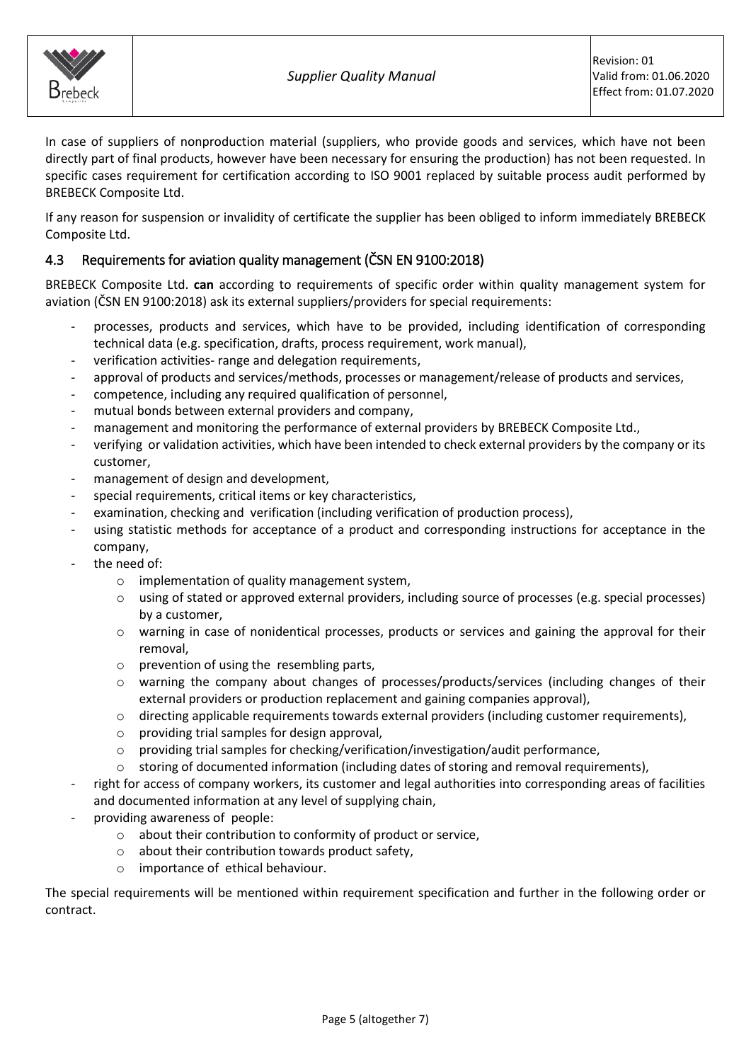In case of suppliers of nonproduction material (suppliers, who provide goods and services, which have not been directly part of final products, however have been necessary for ensuring the production) has not been requested. In specific cases requirement for certification according to ISO 9001 replaced by suitable process audit performed by BREBECK Composite Ltd.

If any reason for suspension or invalidity of certificate the supplier has been obliged to inform immediately BREBECK Composite Ltd.

## 4.3 Requirements for aviation quality management (ČSN EN 9100:2018)

BREBECK Composite Ltd. **can** according to requirements of specific order within quality management system for aviation (ČSN EN 9100:2018) ask its external suppliers/providers for special requirements:

- processes, products and services, which have to be provided, including identification of corresponding technical data (e.g. specification, drafts, process requirement, work manual),
- verification activities- range and delegation requirements,
- approval of products and services/methods, processes or management/release of products and services,
- competence, including any required qualification of personnel,
- mutual bonds between external providers and company,
- management and monitoring the performance of external providers by BREBECK Composite Ltd.,
- verifying or validation activities, which have been intended to check external providers by the company or its customer,
- management of design and development,
- special requirements, critical items or key characteristics,
- examination, checking and verification (including verification of production process),
- using statistic methods for acceptance of a product and corresponding instructions for acceptance in the company,
- the need of:
  - implementation of quality management system,
  - using of stated or approved external providers, including source of processes (e.g. special processes) by a customer,
  - warning in case of nonidentical processes, products or services and gaining the approval for their removal,
  - prevention of using the resembling parts,
  - warning the company about changes of processes/products/services (including changes of their external providers or production replacement and gaining companies approval),
  - directing applicable requirements towards external providers (including customer requirements),
  - providing trial samples for design approval,
  - providing trial samples for checking/verification/investigation/audit performance,
  - storing of documented information (including dates of storing and removal requirements),
- right for access of company workers, its customer and legal authorities into corresponding areas of facilities and documented information at any level of supplying chain,
- providing awareness of people:
  - about their contribution to conformity of product or service,
  - about their contribution towards product safety,
  - importance of ethical behaviour.

The special requirements will be mentioned within requirement specification and further in the following order or contract.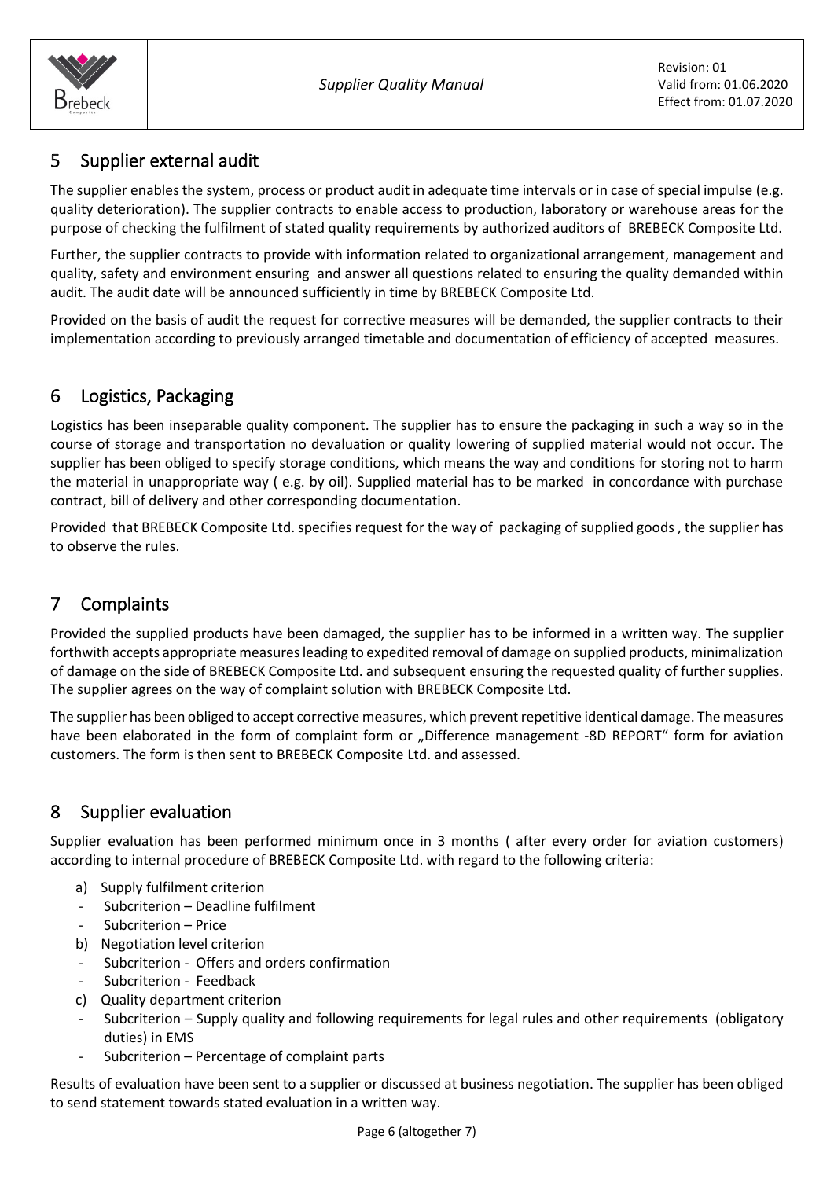## 5 Supplier external audit

The supplier enables the system, process or product audit in adequate time intervals or in case of special impulse (e.g. quality deterioration). The supplier contracts to enable access to production, laboratory or warehouse areas for the purpose of checking the fulfilment of stated quality requirements by authorized auditors of BREBECK Composite Ltd.

Further, the supplier contracts to provide with information related to organizational arrangement, management and quality, safety and environment ensuring and answer all questions related to ensuring the quality demanded within audit. The audit date will be announced sufficiently in time by BREBECK Composite Ltd.

Provided on the basis of audit the request for corrective measures will be demanded, the supplier contracts to their implementation according to previously arranged timetable and documentation of efficiency of accepted measures.

## 6 Logistics, Packaging

Logistics has been inseparable quality component. The supplier has to ensure the packaging in such a way so in the course of storage and transportation no devaluation or quality lowering of supplied material would not occur. The supplier has been obliged to specify storage conditions, which means the way and conditions for storing not to harm the material in unappropriate way ( e.g. by oil). Supplied material has to be marked in concordance with purchase contract, bill of delivery and other corresponding documentation.

Provided that BREBECK Composite Ltd. specifies request for the way of packaging of supplied goods , the supplier has to observe the rules.

## 7 Complaints

Provided the supplied products have been damaged, the supplier has to be informed in a written way. The supplier forthwith accepts appropriate measures leading to expedited removal of damage on supplied products, minimalization of damage on the side of BREBECK Composite Ltd. and subsequent ensuring the requested quality of further supplies. The supplier agrees on the way of complaint solution with BREBECK Composite Ltd.

The supplier has been obliged to accept corrective measures, which prevent repetitive identical damage. The measures have been elaborated in the form of complaint form or „Difference management -8D REPORT" form for aviation customers. The form is then sent to BREBECK Composite Ltd. and assessed.

## 8 Supplier evaluation

Supplier evaluation has been performed minimum once in 3 months ( after every order for aviation customers) according to internal procedure of BREBECK Composite Ltd. with regard to the following criteria:

a) Supply fulfilment criterion
- Subcriterion – Deadline fulfilment
- Subcriterion – Price

b) Negotiation level criterion
- Subcriterion - Offers and orders confirmation
- Subcriterion - Feedback

c) Quality department criterion
- Subcriterion – Supply quality and following requirements for legal rules and other requirements (obligatory duties) in EMS
- Subcriterion – Percentage of complaint parts

Results of evaluation have been sent to a supplier or discussed at business negotiation. The supplier has been obliged to send statement towards stated evaluation in a written way.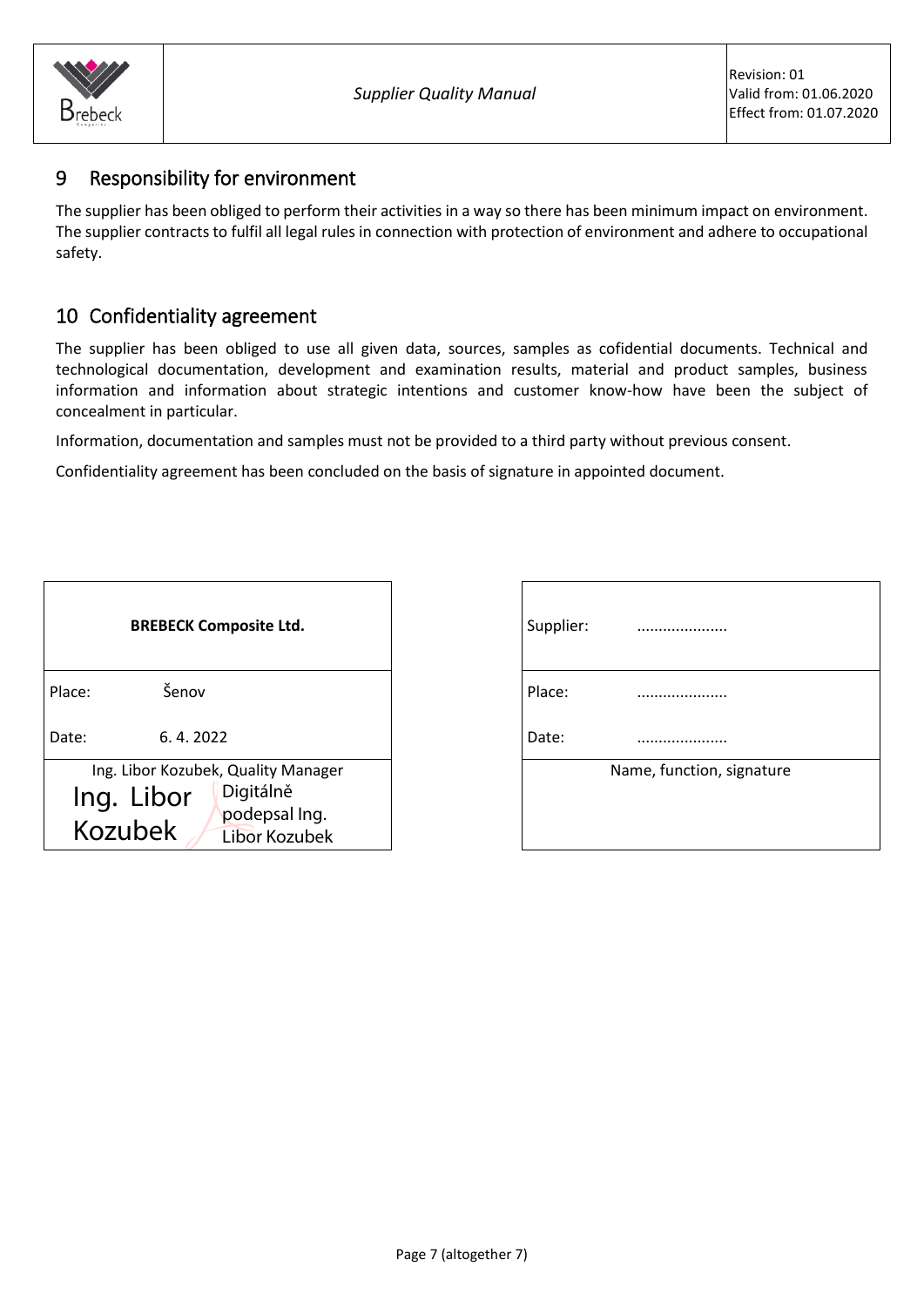## 9 Responsibility for environment

The supplier has been obliged to perform their activities in a way so there has been minimum impact on environment. The supplier contracts to fulfil all legal rules in connection with protection of environment and adhere to occupational safety.

## 10 Confidentiality agreement

The supplier has been obliged to use all given data, sources, samples as cofidential documents. Technical and technological documentation, development and examination results, material and product samples, business information and information about strategic intentions and customer know-how have been the subject of concealment in particular.

Information, documentation and samples must not be provided to a third party without previous consent.

Confidentiality agreement has been concluded on the basis of signature in appointed document.

| | |
|---|---|
| **BREBECK Composite Ltd.** | |
| Place: | Šenov |
| Date: | 6. 4. 2022 |
| Ing. Libor Kozubek, Quality Manager | |
| Ing. Libor Kozubek | Digitálně podepsal Ing. Libor Kozubek |

| | |
|---|---|
| Supplier: | ..................... |
| Place: | ..................... |
| Date: | ..................... |
| Name, function, signature | |